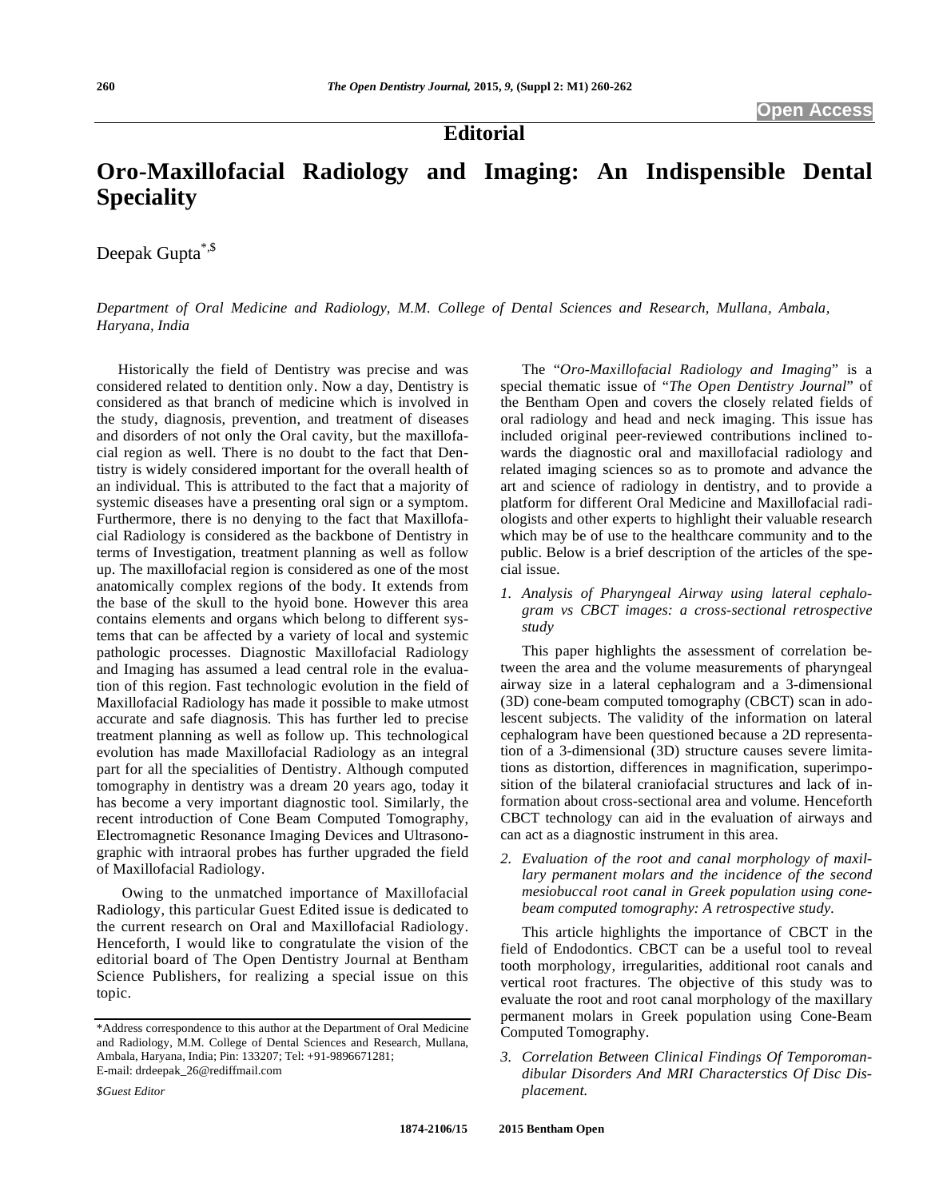Editorial

# Oro-Maxillofacial Radiology and Imaging: An Indispensible Dental Speciality

Deepak Gupta[*,$]

*Department of Oral Medicine and Radiology, M.M. College of Dental Sciences and Research, Mullana, Ambala, Haryana, India*

Historically the field of Dentistry was precise and was considered related to dentition only. Now a day, Dentistry is considered as that branch of medicine which is involved in the study, diagnosis, prevention, and treatment of diseases and disorders of not only the Oral cavity, but the maxillofacial region as well. There is no doubt to the fact that Dentistry is widely considered important for the overall health of an individual. This is attributed to the fact that a majority of systemic diseases have a presenting oral sign or a symptom. Furthermore, there is no denying to the fact that Maxillofacial Radiology is considered as the backbone of Dentistry in terms of Investigation, treatment planning as well as follow up. The maxillofacial region is considered as one of the most anatomically complex regions of the body. It extends from the base of the skull to the hyoid bone. However this area contains elements and organs which belong to different systems that can be affected by a variety of local and systemic pathologic processes. Diagnostic Maxillofacial Radiology and Imaging has assumed a lead central role in the evaluation of this region. Fast technologic evolution in the field of Maxillofacial Radiology has made it possible to make utmost accurate and safe diagnosis. This has further led to precise treatment planning as well as follow up. This technological evolution has made Maxillofacial Radiology as an integral part for all the specialities of Dentistry. Although computed tomography in dentistry was a dream 20 years ago, today it has become a very important diagnostic tool. Similarly, the recent introduction of Cone Beam Computed Tomography, Electromagnetic Resonance Imaging Devices and Ultrasonographic with intraoral probes has further upgraded the field of Maxillofacial Radiology.

Owing to the unmatched importance of Maxillofacial Radiology, this particular Guest Edited issue is dedicated to the current research on Oral and Maxillofacial Radiology. Henceforth, I would like to congratulate the vision of the editorial board of The Open Dentistry Journal at Bentham Science Publishers, for realizing a special issue on this topic.

The "*Oro-Maxillofacial Radiology and Imaging*" is a special thematic issue of "*The Open Dentistry Journal*" of the Bentham Open and covers the closely related fields of oral radiology and head and neck imaging. This issue has included original peer-reviewed contributions inclined towards the diagnostic oral and maxillofacial radiology and related imaging sciences so as to promote and advance the art and science of radiology in dentistry, and to provide a platform for different Oral Medicine and Maxillofacial radiologists and other experts to highlight their valuable research which may be of use to the healthcare community and to the public. Below is a brief description of the articles of the special issue.

1. *Analysis of Pharyngeal Airway using lateral cephalogram vs CBCT images: a cross-sectional retrospective study*

This paper highlights the assessment of correlation between the area and the volume measurements of pharyngeal airway size in a lateral cephalogram and a 3-dimensional (3D) cone-beam computed tomography (CBCT) scan in adolescent subjects. The validity of the information on lateral cephalogram have been questioned because a 2D representation of a 3-dimensional (3D) structure causes severe limitations as distortion, differences in magnification, superimposition of the bilateral craniofacial structures and lack of information about cross-sectional area and volume. Henceforth CBCT technology can aid in the evaluation of airways and can act as a diagnostic instrument in this area.

2. *Evaluation of the root and canal morphology of maxillary permanent molars and the incidence of the second mesiobuccal root canal in Greek population using cone-beam computed tomography: A retrospective study.*

This article highlights the importance of CBCT in the field of Endodontics. CBCT can be a useful tool to reveal tooth morphology, irregularities, additional root canals and vertical root fractures. The objective of this study was to evaluate the root and root canal morphology of the maxillary permanent molars in Greek population using Cone-Beam Computed Tomography.

3. *Correlation Between Clinical Findings Of Temporomandibular Disorders And MRI Characterstics Of Disc Displacement.*

*Address correspondence to this author at the Department of Oral Medicine and Radiology, M.M. College of Dental Sciences and Research, Mullana, Ambala, Haryana, India; Pin: 133207; Tel: +91-9896671281; E-mail: drdeepak_26@rediffmail.com

*$Guest Editor*

1874-2106/15 2015 Bentham Open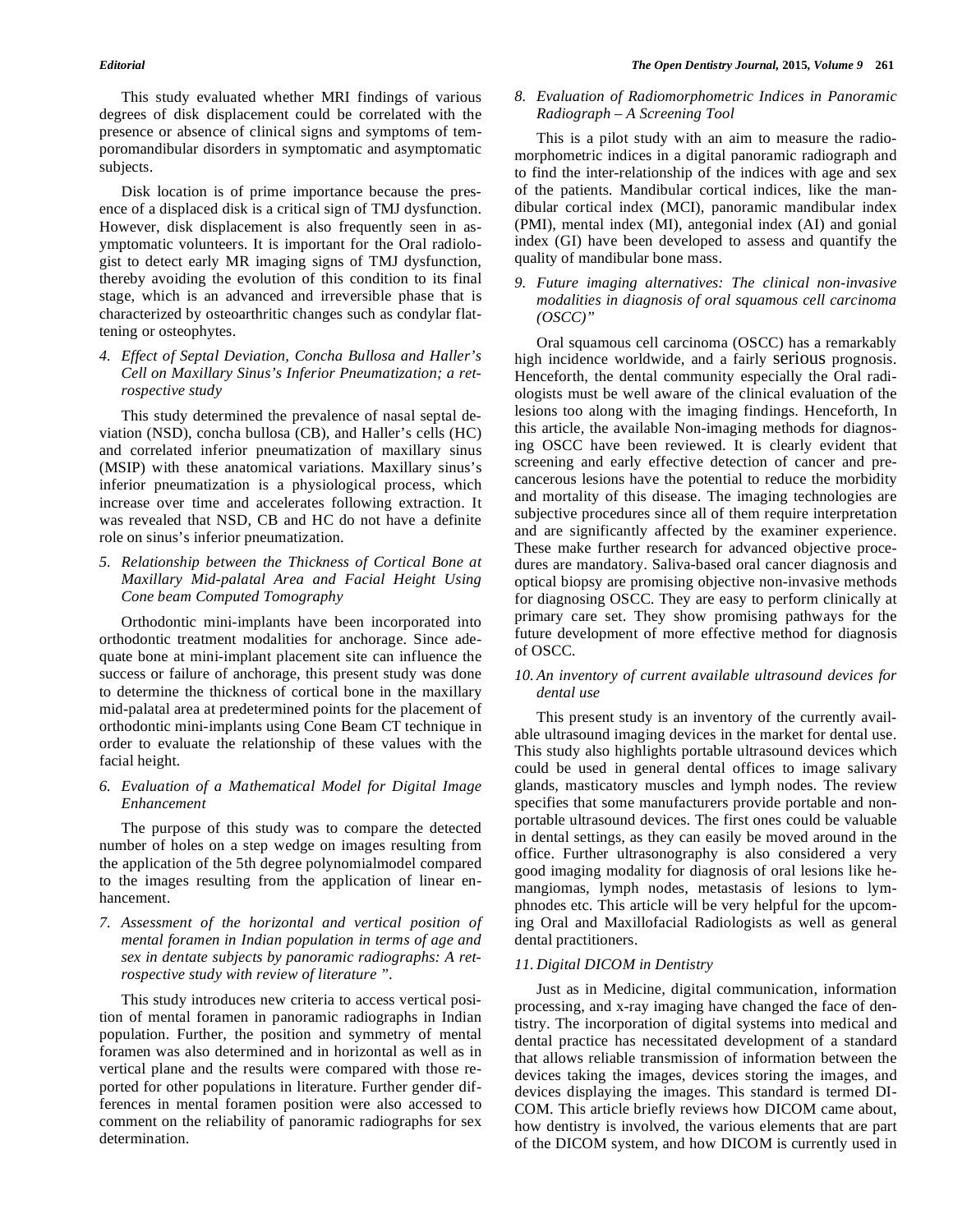This study evaluated whether MRI findings of various degrees of disk displacement could be correlated with the presence or absence of clinical signs and symptoms of temporomandibular disorders in symptomatic and asymptomatic subjects.

Disk location is of prime importance because the presence of a displaced disk is a critical sign of TMJ dysfunction. However, disk displacement is also frequently seen in asymptomatic volunteers. It is important for the Oral radiologist to detect early MR imaging signs of TMJ dysfunction, thereby avoiding the evolution of this condition to its final stage, which is an advanced and irreversible phase that is characterized by osteoarthritic changes such as condylar flattening or osteophytes.

4. *Effect of Septal Deviation, Concha Bullosa and Haller's Cell on Maxillary Sinus's Inferior Pneumatization; a retrospective study*

This study determined the prevalence of nasal septal deviation (NSD), concha bullosa (CB), and Haller's cells (HC) and correlated inferior pneumatization of maxillary sinus (MSIP) with these anatomical variations. Maxillary sinus's inferior pneumatization is a physiological process, which increase over time and accelerates following extraction. It was revealed that NSD, CB and HC do not have a definite role on sinus's inferior pneumatization.

5. *Relationship between the Thickness of Cortical Bone at Maxillary Mid-palatal Area and Facial Height Using Cone beam Computed Tomography*

Orthodontic mini-implants have been incorporated into orthodontic treatment modalities for anchorage. Since adequate bone at mini-implant placement site can influence the success or failure of anchorage, this present study was done to determine the thickness of cortical bone in the maxillary mid-palatal area at predetermined points for the placement of orthodontic mini-implants using Cone Beam CT technique in order to evaluate the relationship of these values with the facial height.

6. *Evaluation of a Mathematical Model for Digital Image Enhancement*

The purpose of this study was to compare the detected number of holes on a step wedge on images resulting from the application of the 5th degree polynomialmodel compared to the images resulting from the application of linear enhancement.

7. *Assessment of the horizontal and vertical position of mental foramen in Indian population in terms of age and sex in dentate subjects by panoramic radiographs: A retrospective study with review of literature ".*

This study introduces new criteria to access vertical position of mental foramen in panoramic radiographs in Indian population. Further, the position and symmetry of mental foramen was also determined and in horizontal as well as in vertical plane and the results were compared with those reported for other populations in literature. Further gender differences in mental foramen position were also accessed to comment on the reliability of panoramic radiographs for sex determination.

8. *Evaluation of Radiomorphometric Indices in Panoramic Radiograph – A Screening Tool*

This is a pilot study with an aim to measure the radiomorphometric indices in a digital panoramic radiograph and to find the inter-relationship of the indices with age and sex of the patients. Mandibular cortical indices, like the mandibular cortical index (MCI), panoramic mandibular index (PMI), mental index (MI), antegonial index (AI) and gonial index (GI) have been developed to assess and quantify the quality of mandibular bone mass.

9. *Future imaging alternatives: The clinical non-invasive modalities in diagnosis of oral squamous cell carcinoma (OSCC)"*

Oral squamous cell carcinoma (OSCC) has a remarkably high incidence worldwide, and a fairly serious prognosis. Henceforth, the dental community especially the Oral radiologists must be well aware of the clinical evaluation of the lesions too along with the imaging findings. Henceforth, In this article, the available Non-imaging methods for diagnosing OSCC have been reviewed. It is clearly evident that screening and early effective detection of cancer and precancerous lesions have the potential to reduce the morbidity and mortality of this disease. The imaging technologies are subjective procedures since all of them require interpretation and are significantly affected by the examiner experience. These make further research for advanced objective procedures are mandatory. Saliva-based oral cancer diagnosis and optical biopsy are promising objective non-invasive methods for diagnosing OSCC. They are easy to perform clinically at primary care set. They show promising pathways for the future development of more effective method for diagnosis of OSCC.

10. *An inventory of current available ultrasound devices for dental use*

This present study is an inventory of the currently available ultrasound imaging devices in the market for dental use. This study also highlights portable ultrasound devices which could be used in general dental offices to image salivary glands, masticatory muscles and lymph nodes. The review specifies that some manufacturers provide portable and nonportable ultrasound devices. The first ones could be valuable in dental settings, as they can easily be moved around in the office. Further ultrasonography is also considered a very good imaging modality for diagnosis of oral lesions like hemangiomas, lymph nodes, metastasis of lesions to lymphnodes etc. This article will be very helpful for the upcoming Oral and Maxillofacial Radiologists as well as general dental practitioners.

11. *Digital DICOM in Dentistry*

Just as in Medicine, digital communication, information processing, and x-ray imaging have changed the face of dentistry. The incorporation of digital systems into medical and dental practice has necessitated development of a standard that allows reliable transmission of information between the devices taking the images, devices storing the images, and devices displaying the images. This standard is termed DICOM. This article briefly reviews how DICOM came about, how dentistry is involved, the various elements that are part of the DICOM system, and how DICOM is currently used in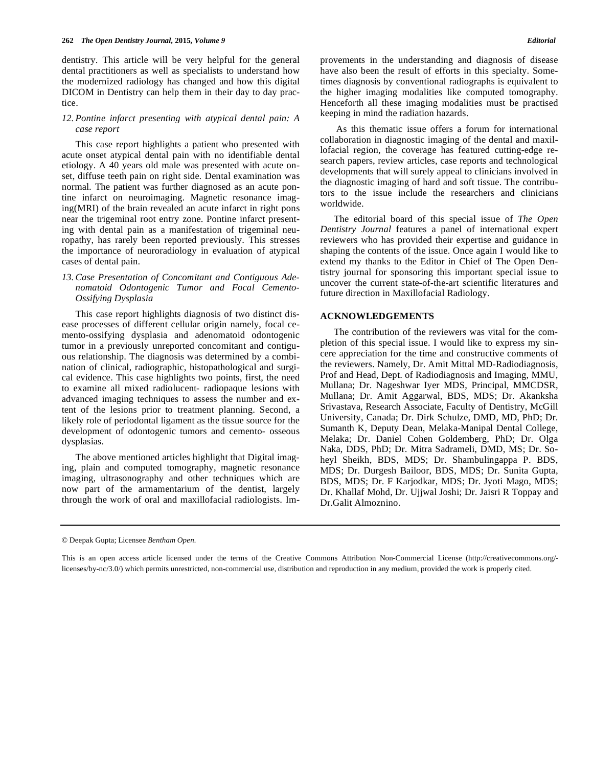dentistry. This article will be very helpful for the general dental practitioners as well as specialists to understand how the modernized radiology has changed and how this digital DICOM in Dentistry can help them in their day to day practice.

*12. Pontine infarct presenting with atypical dental pain: A case report*

This case report highlights a patient who presented with acute onset atypical dental pain with no identifiable dental etiology. A 40 years old male was presented with acute onset, diffuse teeth pain on right side. Dental examination was normal. The patient was further diagnosed as an acute pontine infarct on neuroimaging. Magnetic resonance imaging(MRI) of the brain revealed an acute infarct in right pons near the trigeminal root entry zone. Pontine infarct presenting with dental pain as a manifestation of trigeminal neuropathy, has rarely been reported previously. This stresses the importance of neuroradiology in evaluation of atypical cases of dental pain.

*13. Case Presentation of Concomitant and Contiguous Adenomatoid Odontogenic Tumor and Focal Cemento-Ossifying Dysplasia*

This case report highlights diagnosis of two distinct disease processes of different cellular origin namely, focal cemento-ossifying dysplasia and adenomatoid odontogenic tumor in a previously unreported concomitant and contiguous relationship. The diagnosis was determined by a combination of clinical, radiographic, histopathological and surgical evidence. This case highlights two points, first, the need to examine all mixed radiolucent- radiopaque lesions with advanced imaging techniques to assess the number and extent of the lesions prior to treatment planning. Second, a likely role of periodontal ligament as the tissue source for the development of odontogenic tumors and cemento- osseous dysplasias.

The above mentioned articles highlight that Digital imaging, plain and computed tomography, magnetic resonance imaging, ultrasonography and other techniques which are now part of the armamentarium of the dentist, largely through the work of oral and maxillofacial radiologists. Improvements in the understanding and diagnosis of disease have also been the result of efforts in this specialty. Sometimes diagnosis by conventional radiographs is equivalent to the higher imaging modalities like computed tomography. Henceforth all these imaging modalities must be practised keeping in mind the radiation hazards.

As this thematic issue offers a forum for international collaboration in diagnostic imaging of the dental and maxillofacial region, the coverage has featured cutting-edge research papers, review articles, case reports and technological developments that will surely appeal to clinicians involved in the diagnostic imaging of hard and soft tissue. The contributors to the issue include the researchers and clinicians worldwide.

The editorial board of this special issue of *The Open Dentistry Journal* features a panel of international expert reviewers who has provided their expertise and guidance in shaping the contents of the issue. Once again I would like to extend my thanks to the Editor in Chief of The Open Dentistry journal for sponsoring this important special issue to uncover the current state-of-the-art scientific literatures and future direction in Maxillofacial Radiology.

## ACKNOWLEDGEMENTS

The contribution of the reviewers was vital for the completion of this special issue. I would like to express my sincere appreciation for the time and constructive comments of the reviewers. Namely, Dr. Amit Mittal MD-Radiodiagnosis, Prof and Head, Dept. of Radiodiagnosis and Imaging, MMU, Mullana; Dr. Nageshwar Iyer MDS, Principal, MMCDSR, Mullana; Dr. Amit Aggarwal, BDS, MDS; Dr. Akanksha Srivastava, Research Associate, Faculty of Dentistry, McGill University, Canada; Dr. Dirk Schulze, DMD, MD, PhD; Dr. Sumanth K, Deputy Dean, Melaka-Manipal Dental College, Melaka; Dr. Daniel Cohen Goldemberg, PhD; Dr. Olga Naka, DDS, PhD; Dr. Mitra Sadrameli, DMD, MS; Dr. Soheyl Sheikh, BDS, MDS; Dr. Shambulingappa P. BDS, MDS; Dr. Durgesh Bailoor, BDS, MDS; Dr. Sunita Gupta, BDS, MDS; Dr. F Karjodkar, MDS; Dr. Jyoti Mago, MDS; Dr. Khallaf Mohd, Dr. Ujjwal Joshi; Dr. Jaisri R Toppay and Dr.Galit Almoznino.

© Deepak Gupta; Licensee *Bentham Open*.

This is an open access article licensed under the terms of the Creative Commons Attribution Non-Commercial License (http://creativecommons.org/-licenses/by-nc/3.0/) which permits unrestricted, non-commercial use, distribution and reproduction in any medium, provided the work is properly cited.